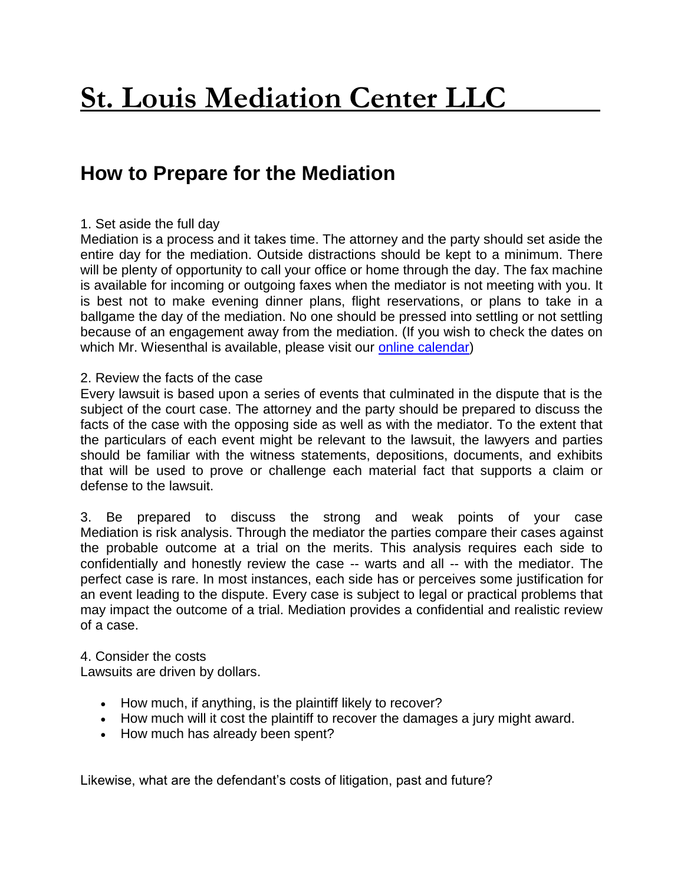# St. Louis Mediation Center LLC

## How to Prepare for the Mediation

1. Set aside the full day

Mediation is a process and it takes time. The attorney and the party should set aside the entire day for the mediation. Outside distractions should be kept to a minimum. There will be plenty of opportunity to call your office or home through the day. The fax machine is available for incoming or outgoing faxes when the mediator is not meeting with you. It is best not to make evening dinner plans, flight reservations, or plans to take in a ballgame the day of the mediation. No one should be pressed into settling or not settling because of an engagement away from the mediation. (If you wish to check the dates on which Mr. Wiesenthal is available, please visit our online calendar)

2. Review the facts of the case

Every lawsuit is based upon a series of events that culminated in the dispute that is the subject of the court case. The attorney and the party should be prepared to discuss the facts of the case with the opposing side as well as with the mediator. To the extent that the particulars of each event might be relevant to the lawsuit, the lawyers and parties should be familiar with the witness statements, depositions, documents, and exhibits that will be used to prove or challenge each material fact that supports a claim or defense to the lawsuit.

3. Be prepared to discuss the strong and weak points of your case

Mediation is risk analysis. Through the mediator the parties compare their cases against the probable outcome at a trial on the merits. This analysis requires each side to confidentially and honestly review the case -- warts and all -- with the mediator. The perfect case is rare. In most instances, each side has or perceives some justification for an event leading to the dispute. Every case is subject to legal or practical problems that may impact the outcome of a trial. Mediation provides a confidential and realistic review of a case.

4. Consider the costs

Lawsuits are driven by dollars.

- How much, if anything, is the plaintiff likely to recover?
- How much will it cost the plaintiff to recover the damages a jury might award.
- How much has already been spent?

Likewise, what are the defendant's costs of litigation, past and future?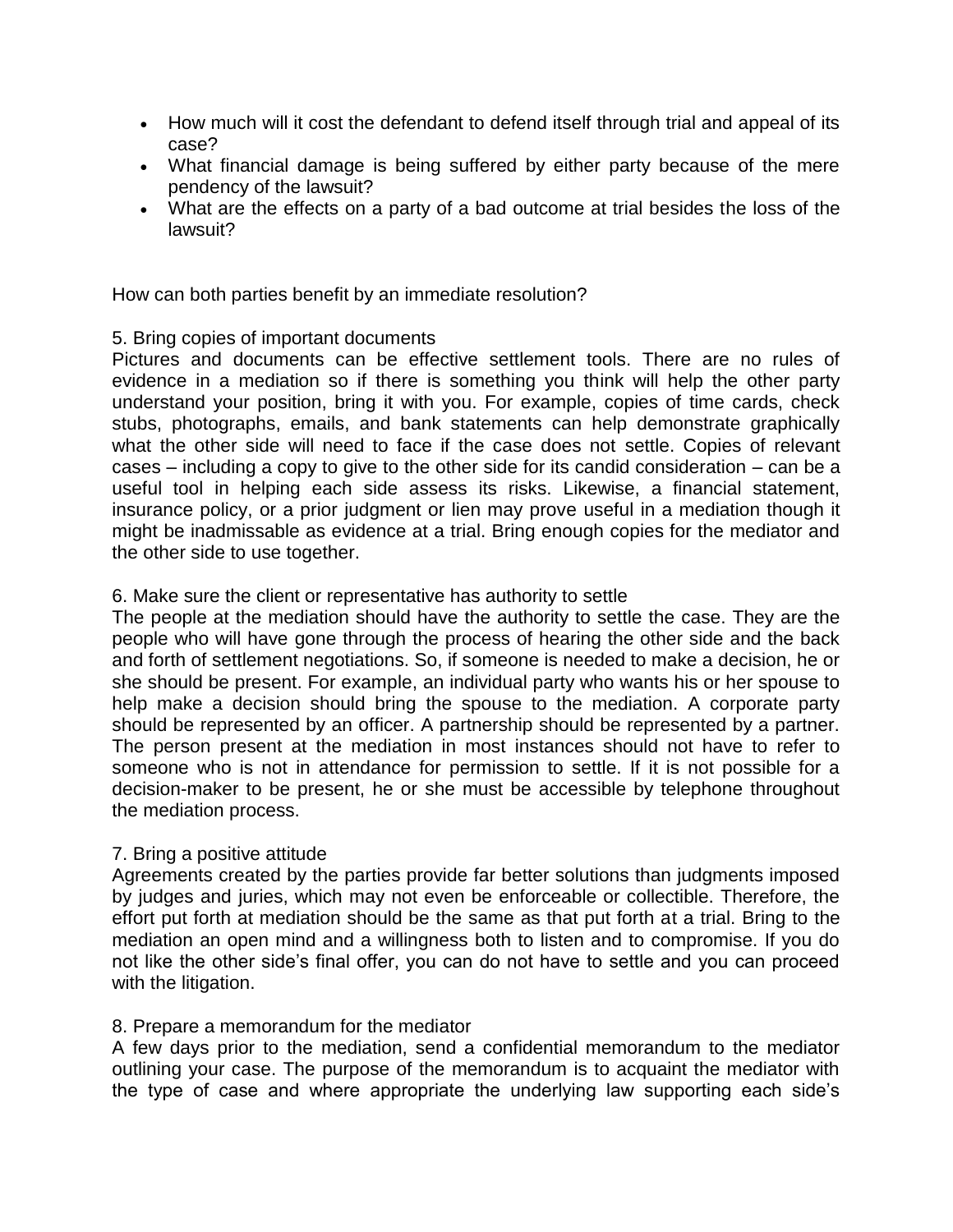- How much will it cost the defendant to defend itself through trial and appeal of its case?
- What financial damage is being suffered by either party because of the mere pendency of the lawsuit?
- What are the effects on a party of a bad outcome at trial besides the loss of the lawsuit?

How can both parties benefit by an immediate resolution?

5. Bring copies of important documents

Pictures and documents can be effective settlement tools. There are no rules of evidence in a mediation so if there is something you think will help the other party understand your position, bring it with you. For example, copies of time cards, check stubs, photographs, emails, and bank statements can help demonstrate graphically what the other side will need to face if the case does not settle. Copies of relevant cases – including a copy to give to the other side for its candid consideration – can be a useful tool in helping each side assess its risks. Likewise, a financial statement, insurance policy, or a prior judgment or lien may prove useful in a mediation though it might be inadmissable as evidence at a trial. Bring enough copies for the mediator and the other side to use together.

6. Make sure the client or representative has authority to settle

The people at the mediation should have the authority to settle the case. They are the people who will have gone through the process of hearing the other side and the back and forth of settlement negotiations. So, if someone is needed to make a decision, he or she should be present. For example, an individual party who wants his or her spouse to help make a decision should bring the spouse to the mediation. A corporate party should be represented by an officer. A partnership should be represented by a partner. The person present at the mediation in most instances should not have to refer to someone who is not in attendance for permission to settle. If it is not possible for a decision-maker to be present, he or she must be accessible by telephone throughout the mediation process.

7. Bring a positive attitude

Agreements created by the parties provide far better solutions than judgments imposed by judges and juries, which may not even be enforceable or collectible. Therefore, the effort put forth at mediation should be the same as that put forth at a trial. Bring to the mediation an open mind and a willingness both to listen and to compromise. If you do not like the other side's final offer, you can do not have to settle and you can proceed with the litigation.

8. Prepare a memorandum for the mediator

A few days prior to the mediation, send a confidential memorandum to the mediator outlining your case. The purpose of the memorandum is to acquaint the mediator with the type of case and where appropriate the underlying law supporting each side's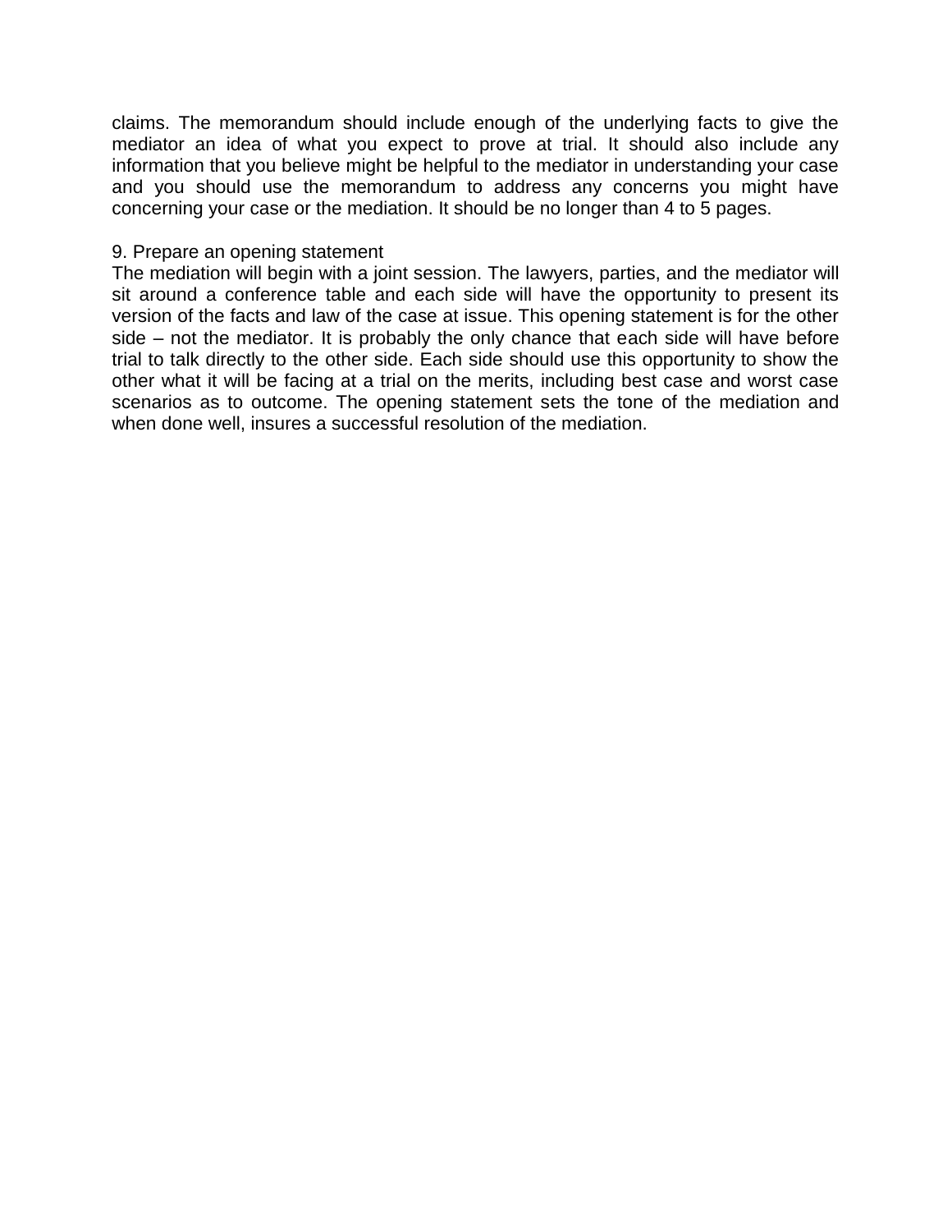claims. The memorandum should include enough of the underlying facts to give the mediator an idea of what you expect to prove at trial. It should also include any information that you believe might be helpful to the mediator in understanding your case and you should use the memorandum to address any concerns you might have concerning your case or the mediation. It should be no longer than 4 to 5 pages.

9. Prepare an opening statement

The mediation will begin with a joint session. The lawyers, parties, and the mediator will sit around a conference table and each side will have the opportunity to present its version of the facts and law of the case at issue. This opening statement is for the other side – not the mediator. It is probably the only chance that each side will have before trial to talk directly to the other side. Each side should use this opportunity to show the other what it will be facing at a trial on the merits, including best case and worst case scenarios as to outcome. The opening statement sets the tone of the mediation and when done well, insures a successful resolution of the mediation.